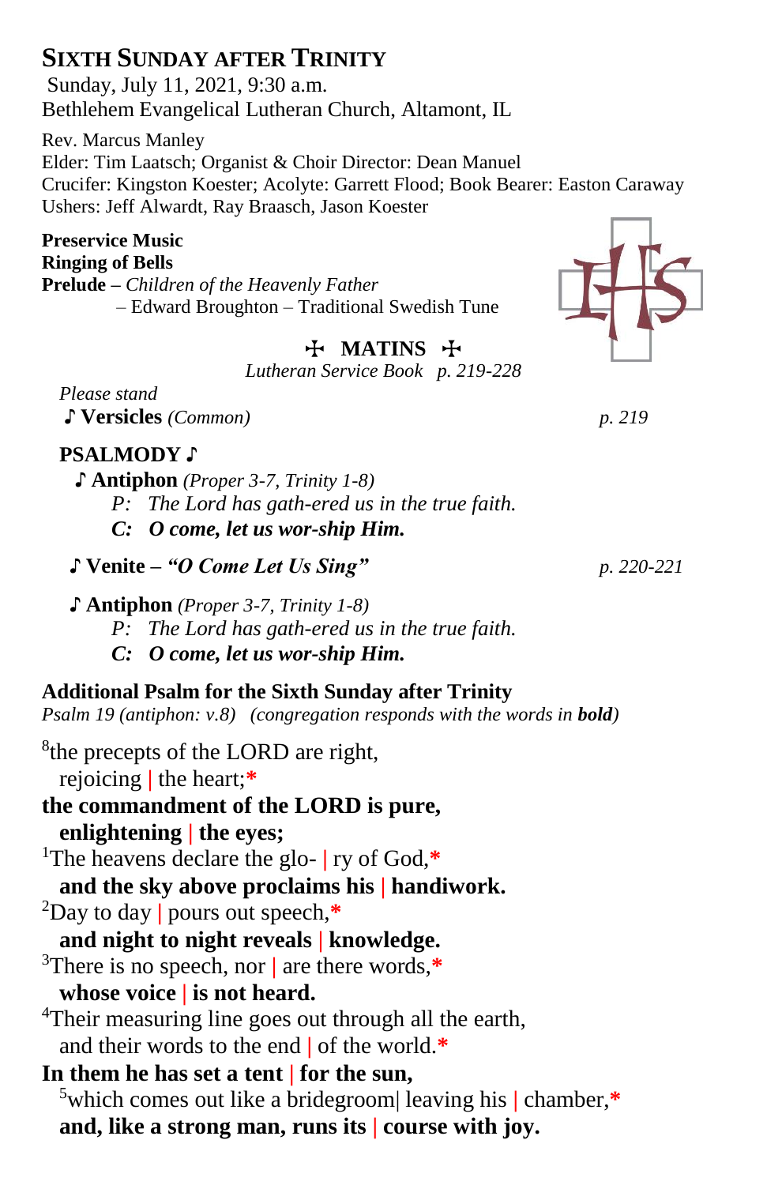# SIXTH SUNDAY AFTER TRINITY

Sunday, July 11, 2021, 9:30 a.m.
Bethlehem Evangelical Lutheran Church, Altamont, IL

Rev. Marcus Manley
Elder: Tim Laatsch; Organist & Choir Director: Dean Manuel
Crucifer: Kingston Koester; Acolyte: Garrett Flood; Book Bearer: Easton Caraway
Ushers: Jeff Alwardt, Ray Braasch, Jason Koester

**Preservice Music**
**Ringing of Bells**
**Prelude** – *Children of the Heavenly Father*
– Edward Broughton – Traditional Swedish Tune

## ✠ MATINS ✠

*Lutheran Service Book p. 219-228*

*Please stand*

♪ **Versicles** *(Common)* *p. 219*

**PSALMODY ♪**

♪ **Antiphon** *(Proper 3-7, Trinity 1-8)*

*P: The Lord has gath-ered us in the true faith.*

***C: O come, let us wor-ship Him.***

♪ **Venite – *"O Come Let Us Sing"*** *p. 220-221*

♪ **Antiphon** *(Proper 3-7, Trinity 1-8)*

*P: The Lord has gath-ered us in the true faith.*

***C: O come, let us wor-ship Him.***

**Additional Psalm for the Sixth Sunday after Trinity**

*Psalm 19 (antiphon: v.8) (congregation responds with the words in **bold**)*

[8]the precepts of the LORD are right,
rejoicing | the heart;*
**the commandment of the LORD is pure,**
**enlightening | the eyes;**
[1]The heavens declare the glo- | ry of God,*
**and the sky above proclaims his | handiwork.**
[2]Day to day | pours out speech,*
**and night to night reveals | knowledge.**
[3]There is no speech, nor | are there words,*
**whose voice | is not heard.**
[4]Their measuring line goes out through all the earth,
and their words to the end | of the world.*
**In them he has set a tent | for the sun,**
[5]which comes out like a bridegroom| leaving his | chamber,*
**and, like a strong man, runs its | course with joy.**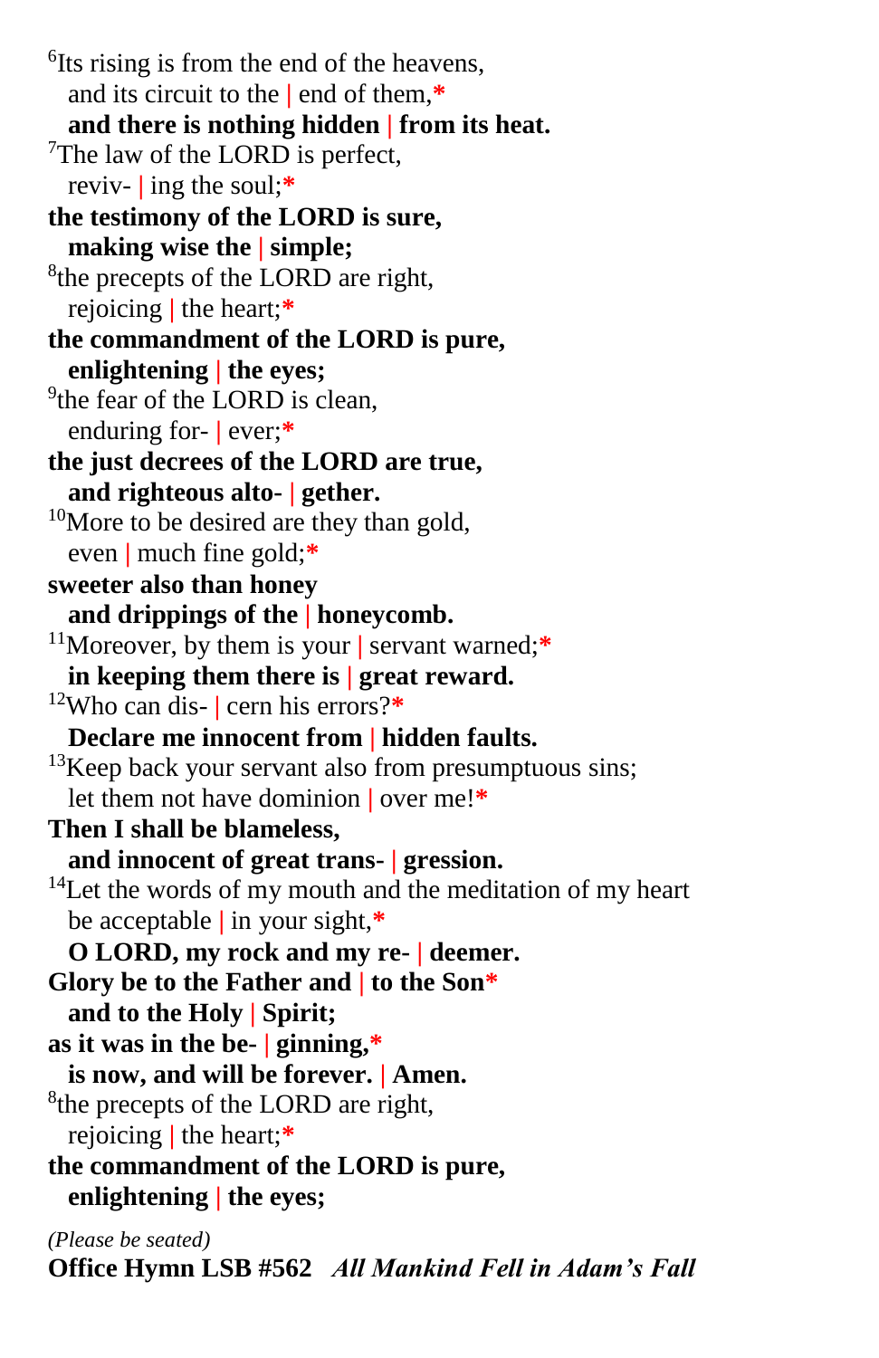[6]Its rising is from the end of the heavens,
and its circuit to the | end of them,*
**and there is nothing hidden | from its heat.**

[7]The law of the LORD is perfect,
reviv- | ing the soul;*
**the testimony of the LORD is sure,**
**making wise the | simple;**

[8]the precepts of the LORD are right,
rejoicing | the heart;*
**the commandment of the LORD is pure,**
**enlightening | the eyes;**

[9]the fear of the LORD is clean,
enduring for- | ever;*
**the just decrees of the LORD are true,**
**and righteous alto- | gether.**

[10]More to be desired are they than gold,
even | much fine gold;*
**sweeter also than honey**
**and drippings of the | honeycomb.**

[11]Moreover, by them is your | servant warned;*
**in keeping them there is | great reward.**

[12]Who can dis- | cern his errors?*
**Declare me innocent from | hidden faults.**

[13]Keep back your servant also from presumptuous sins;
let them not have dominion | over me!*
**Then I shall be blameless,**
**and innocent of great trans- | gression.**

[14]Let the words of my mouth and the meditation of my heart
be acceptable | in your sight,*
**O LORD, my rock and my re- | deemer.**

**Glory be to the Father and | to the Son***
**and to the Holy | Spirit;**
**as it was in the be- | ginning,***
**is now, and will be forever. | Amen.**

[8]the precepts of the LORD are right,
rejoicing | the heart;*
**the commandment of the LORD is pure,**
**enlightening | the eyes;**

*(Please be seated)*

**Office Hymn LSB #562** ***All Mankind Fell in Adam's Fall***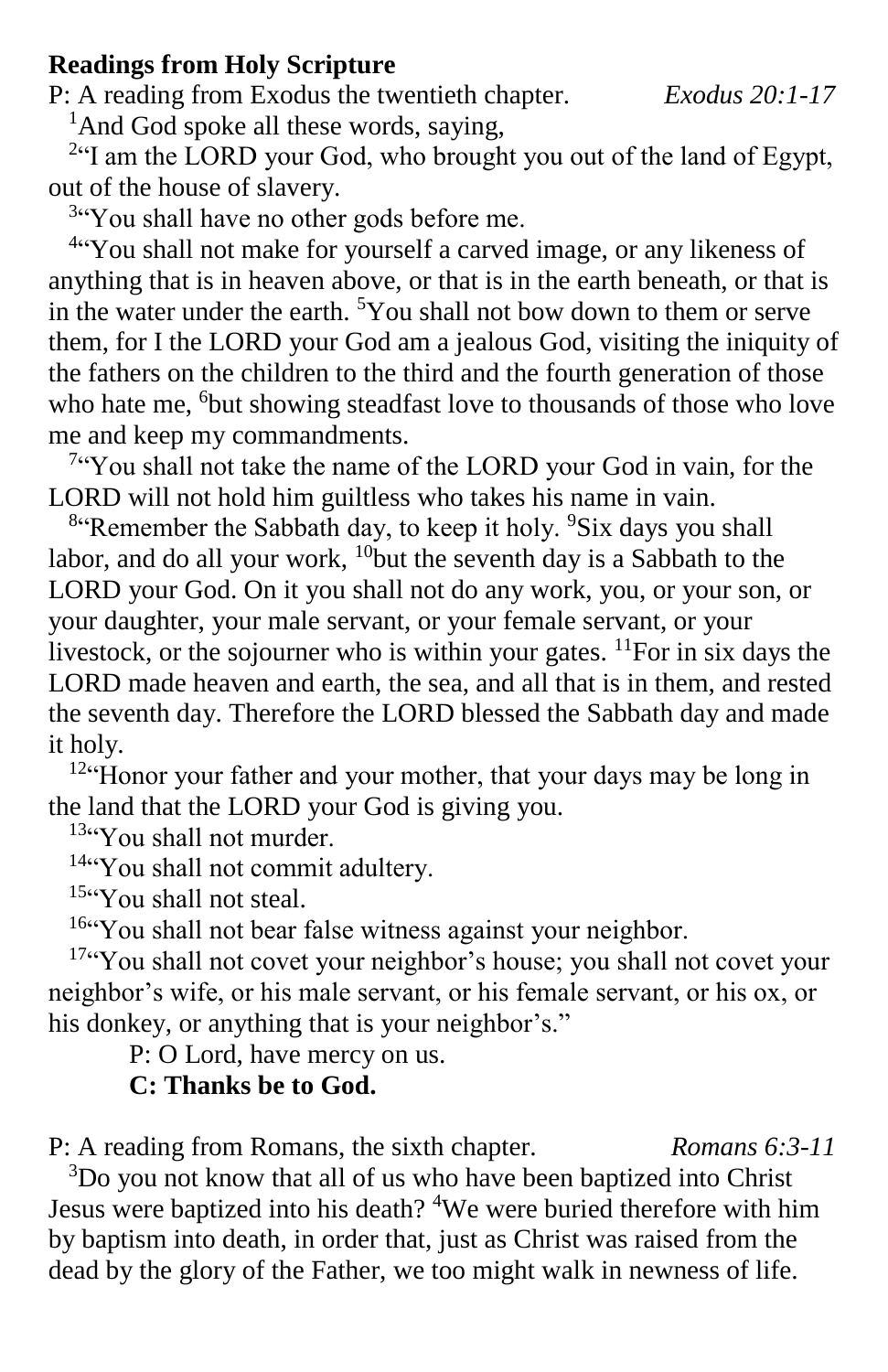**Readings from Holy Scripture**

P: A reading from Exodus the twentieth chapter. *Exodus 20:1-17*

[1]And God spoke all these words, saying,

[2]"I am the LORD your God, who brought you out of the land of Egypt, out of the house of slavery.

[3]"You shall have no other gods before me.

[4]"You shall not make for yourself a carved image, or any likeness of anything that is in heaven above, or that is in the earth beneath, or that is in the water under the earth. [5]You shall not bow down to them or serve them, for I the LORD your God am a jealous God, visiting the iniquity of the fathers on the children to the third and the fourth generation of those who hate me, [6]but showing steadfast love to thousands of those who love me and keep my commandments.

[7]"You shall not take the name of the LORD your God in vain, for the LORD will not hold him guiltless who takes his name in vain.

[8]"Remember the Sabbath day, to keep it holy. [9]Six days you shall labor, and do all your work, [10]but the seventh day is a Sabbath to the LORD your God. On it you shall not do any work, you, or your son, or your daughter, your male servant, or your female servant, or your livestock, or the sojourner who is within your gates. [11]For in six days the LORD made heaven and earth, the sea, and all that is in them, and rested the seventh day. Therefore the LORD blessed the Sabbath day and made it holy.

[12]"Honor your father and your mother, that your days may be long in the land that the LORD your God is giving you.

[13]"You shall not murder.

[14]"You shall not commit adultery.

[15]"You shall not steal.

[16]"You shall not bear false witness against your neighbor.

[17]"You shall not covet your neighbor's house; you shall not covet your neighbor's wife, or his male servant, or his female servant, or his ox, or his donkey, or anything that is your neighbor's."

P: O Lord, have mercy on us.

**C: Thanks be to God.**

P: A reading from Romans, the sixth chapter. *Romans 6:3-11*

[3]Do you not know that all of us who have been baptized into Christ Jesus were baptized into his death? [4]We were buried therefore with him by baptism into death, in order that, just as Christ was raised from the dead by the glory of the Father, we too might walk in newness of life.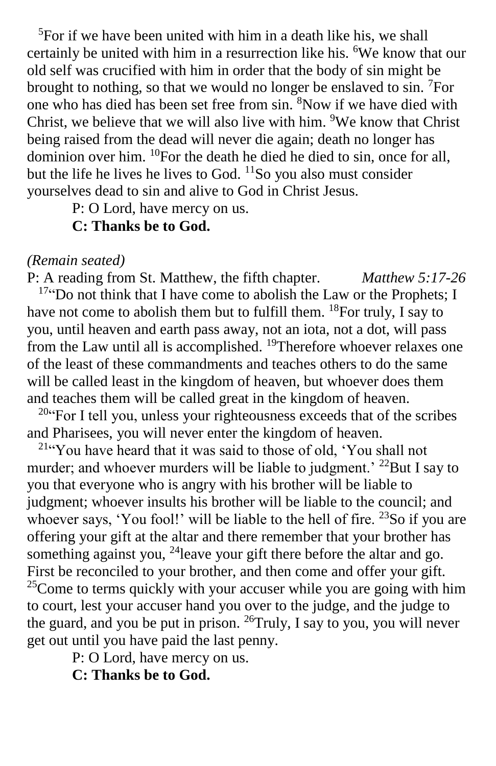[5]For if we have been united with him in a death like his, we shall certainly be united with him in a resurrection like his. [6]We know that our old self was crucified with him in order that the body of sin might be brought to nothing, so that we would no longer be enslaved to sin. [7]For one who has died has been set free from sin. [8]Now if we have died with Christ, we believe that we will also live with him. [9]We know that Christ being raised from the dead will never die again; death no longer has dominion over him. [10]For the death he died he died to sin, once for all, but the life he lives he lives to God. [11]So you also must consider yourselves dead to sin and alive to God in Christ Jesus.

P: O Lord, have mercy on us.

**C: Thanks be to God.**

*(Remain seated)*

P: A reading from St. Matthew, the fifth chapter. *Matthew 5:17-26*

[17]"Do not think that I have come to abolish the Law or the Prophets; I have not come to abolish them but to fulfill them. [18]For truly, I say to you, until heaven and earth pass away, not an iota, not a dot, will pass from the Law until all is accomplished. [19]Therefore whoever relaxes one of the least of these commandments and teaches others to do the same will be called least in the kingdom of heaven, but whoever does them and teaches them will be called great in the kingdom of heaven.

[20]"For I tell you, unless your righteousness exceeds that of the scribes and Pharisees, you will never enter the kingdom of heaven.

[21]"You have heard that it was said to those of old, 'You shall not murder; and whoever murders will be liable to judgment.' [22]But I say to you that everyone who is angry with his brother will be liable to judgment; whoever insults his brother will be liable to the council; and whoever says, 'You fool!' will be liable to the hell of fire. [23]So if you are offering your gift at the altar and there remember that your brother has something against you, [24]leave your gift there before the altar and go. First be reconciled to your brother, and then come and offer your gift. [25]Come to terms quickly with your accuser while you are going with him to court, lest your accuser hand you over to the judge, and the judge to the guard, and you be put in prison. [26]Truly, I say to you, you will never get out until you have paid the last penny.

P: O Lord, have mercy on us.

**C: Thanks be to God.**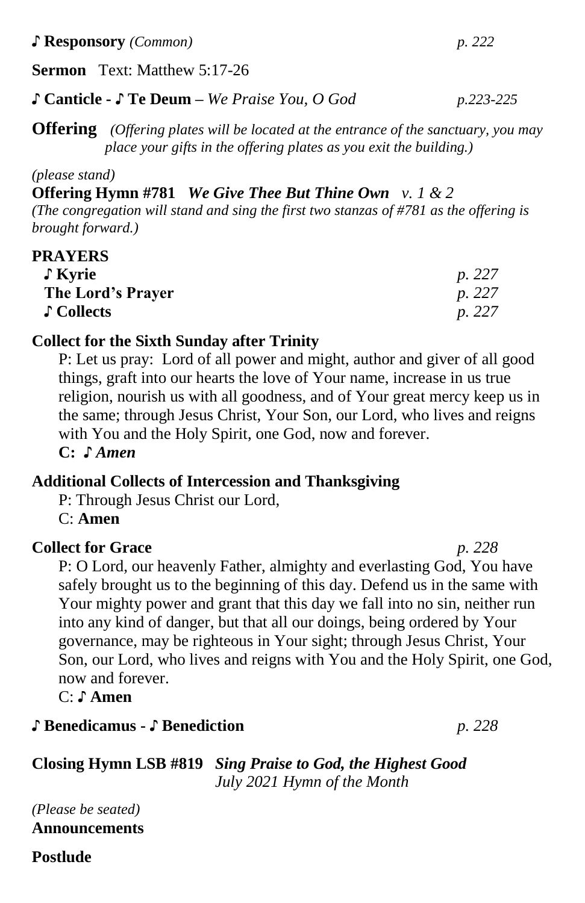♪ **Responsory** *(Common)* *p. 222*

**Sermon** Text: Matthew 5:17-26

♪ **Canticle - ♪ Te Deum –** *We Praise You, O God* *p.223-225*

**Offering** *(Offering plates will be located at the entrance of the sanctuary, you may place your gifts in the offering plates as you exit the building.)*

*(please stand)*

**Offering Hymn #781** ***We Give Thee But Thine Own*** *v. 1 & 2*

*(The congregation will stand and sing the first two stanzas of #781 as the offering is brought forward.)*

**PRAYERS**

♪ **Kyrie** *p. 227*

**The Lord's Prayer** *p. 227*

♪ **Collects** *p. 227*

**Collect for the Sixth Sunday after Trinity**

P: Let us pray: Lord of all power and might, author and giver of all good things, graft into our hearts the love of Your name, increase in us true religion, nourish us with all goodness, and of Your great mercy keep us in the same; through Jesus Christ, Your Son, our Lord, who lives and reigns with You and the Holy Spirit, one God, now and forever.

**C: ♪** ***Amen***

**Additional Collects of Intercession and Thanksgiving**

P: Through Jesus Christ our Lord,

C: **Amen**

**Collect for Grace** *p. 228*

P: O Lord, our heavenly Father, almighty and everlasting God, You have safely brought us to the beginning of this day. Defend us in the same with Your mighty power and grant that this day we fall into no sin, neither run into any kind of danger, but that all our doings, being ordered by Your governance, may be righteous in Your sight; through Jesus Christ, Your Son, our Lord, who lives and reigns with You and the Holy Spirit, one God, now and forever.

C: ♪ **Amen**

♪ **Benedicamus - ♪ Benediction** *p. 228*

**Closing Hymn LSB #819** ***Sing Praise to God, the Highest Good***
*July 2021 Hymn of the Month*

*(Please be seated)*

**Announcements**

**Postlude**